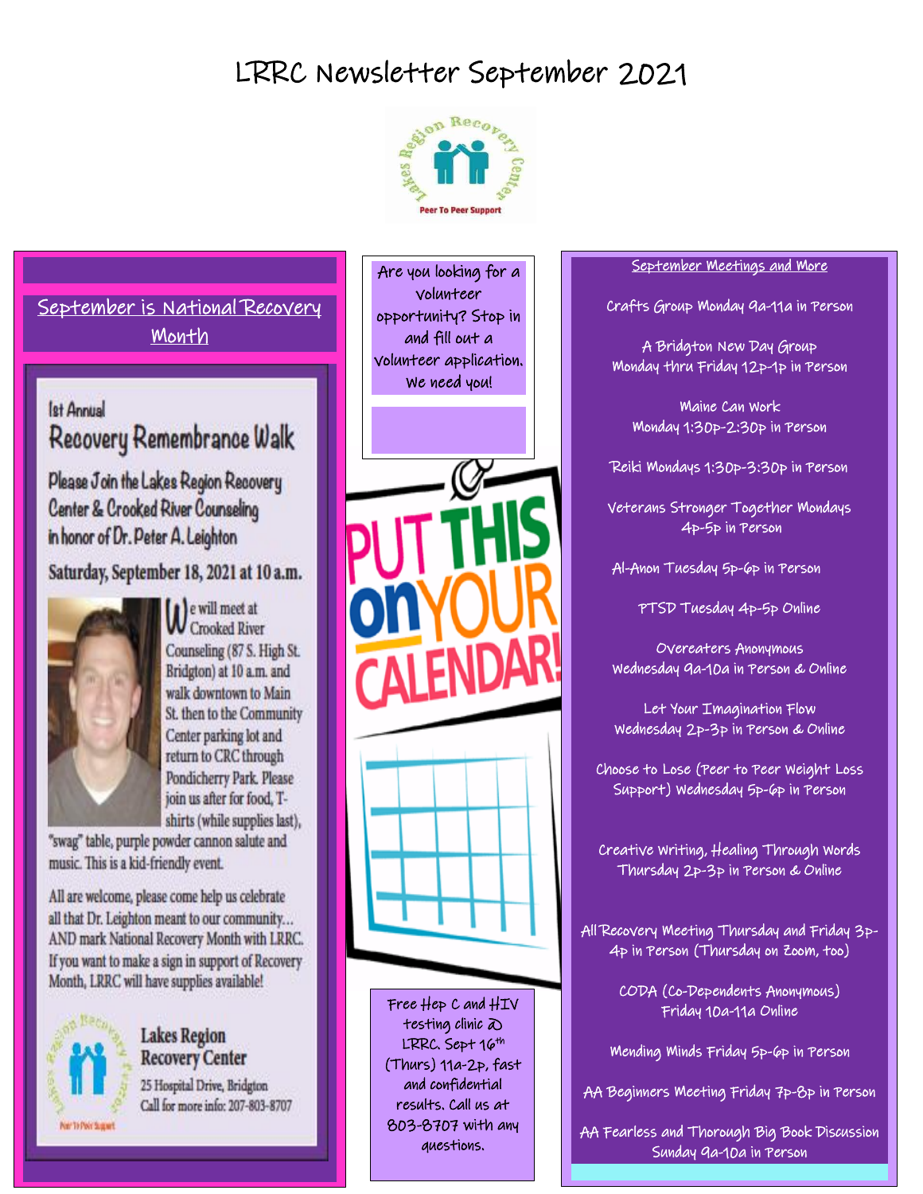# LRRC Newsletter September 2021

Lakes Region Recovery Center
Peer To Peer Support

## September is National Recovery Month

1st Annual

### Recovery Remembrance Walk

Please Join the Lakes Region Recovery Center & Crooked River Counseling in honor of Dr. Peter A. Leighton

**Saturday, September 18, 2021 at 10 a.m.**

We will meet at Crooked River Counseling (87 S. High St. Bridgton) at 10 a.m. and walk downtown to Main St. then to the Community Center parking lot and return to CRC through Pondicherry Park. Please join us after for food, T-shirts (while supplies last), "swag" table, purple powder cannon salute and music. This is a kid-friendly event.

All are welcome, please come help us celebrate all that Dr. Leighton meant to our community… AND mark National Recovery Month with LRRC. If you want to make a sign in support of Recovery Month, LRRC will have supplies available!

**Lakes Region Recovery Center**
25 Hospital Drive, Bridgton
Call for more info: 207-803-8707

---

Are you looking for a volunteer opportunity? Stop in and fill out a volunteer application. We need you!

PUT THIS on YOUR CALENDAR!

Free Hep C and HIV testing clinic @ LRRC. Sept 16th (Thurs) 11a-2p, fast and confidential results. Call us at 803-8707 with any questions.

---

## September Meetings and More

Crafts Group Monday 9a-11a in Person

A Bridgton New Day Group
Monday thru Friday 12p-1p in Person

Maine Can Work
Monday 1:30p-2:30p in Person

Reiki Mondays 1:30p-3:30p in Person

Veterans Stronger Together Mondays
4p-5p in Person

Al-Anon Tuesday 5p-6p in Person

PTSD Tuesday 4p-5p Online

Overeaters Anonymous
Wednesday 9a-10a in Person & Online

Let Your Imagination Flow
Wednesday 2p-3p in Person & Online

Choose to Lose (Peer to Peer Weight Loss Support) Wednesday 5p-6p in Person

Creative Writing, Healing Through Words
Thursday 2p-3p in Person & Online

All Recovery Meeting Thursday and Friday 3p-4p in Person (Thursday on Zoom, too)

CODA (Co-Dependents Anonymous)
Friday 10a-11a Online

Mending Minds Friday 5p-6p in Person

AA Beginners Meeting Friday 7p-8p in Person

AA Fearless and Thorough Big Book Discussion
Sunday 9a-10a in Person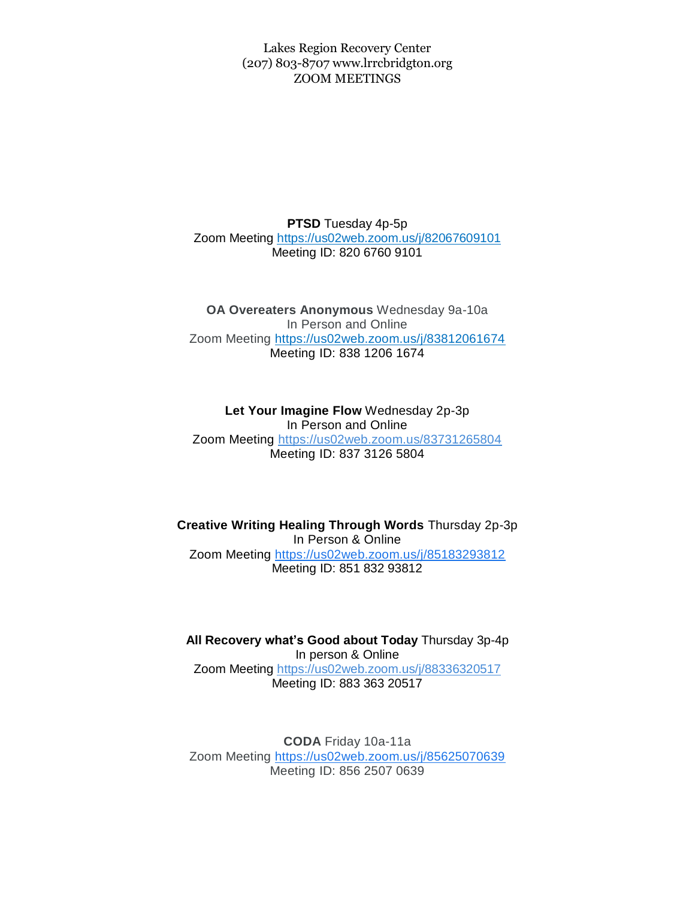Lakes Region Recovery Center
(207) 803-8707 www.lrrcbridgton.org
ZOOM MEETINGS

**PTSD** Tuesday 4p-5p
Zoom Meeting https://us02web.zoom.us/j/82067609101
Meeting ID: 820 6760 9101

**OA Overeaters Anonymous** Wednesday 9a-10a
In Person and Online
Zoom Meeting https://us02web.zoom.us/j/83812061674
Meeting ID: 838 1206 1674

**Let Your Imagine Flow** Wednesday 2p-3p
In Person and Online
Zoom Meeting https://us02web.zoom.us/j/83731265804
Meeting ID: 837 3126 5804

**Creative Writing Healing Through Words** Thursday 2p-3p
In Person & Online
Zoom Meeting https://us02web.zoom.us/j/85183293812
Meeting ID: 851 832 93812

**All Recovery what's Good about Today** Thursday 3p-4p
In person & Online
Zoom Meeting https://us02web.zoom.us/j/88336320517
Meeting ID: 883 363 20517

**CODA** Friday 10a-11a
Zoom Meeting https://us02web.zoom.us/j/85625070639
Meeting ID: 856 2507 0639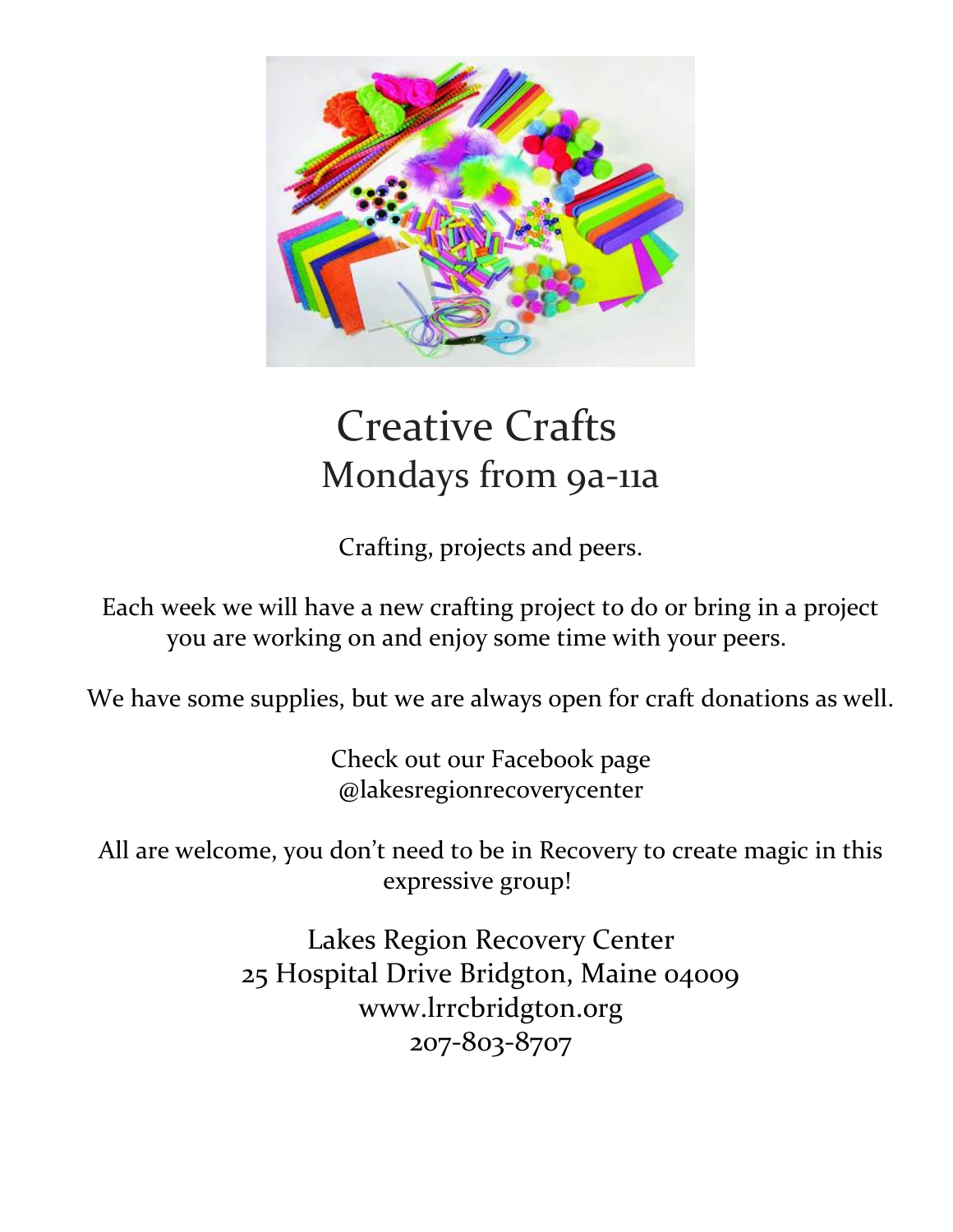# Creative Crafts

## Mondays from 9a-11a

Crafting, projects and peers.

Each week we will have a new crafting project to do or bring in a project you are working on and enjoy some time with your peers.

We have some supplies, but we are always open for craft donations as well.

Check out our Facebook page
@lakesregionrecoverycenter

All are welcome, you don't need to be in Recovery to create magic in this expressive group!

Lakes Region Recovery Center
25 Hospital Drive Bridgton, Maine 04009
www.lrrcbridgton.org
207-803-8707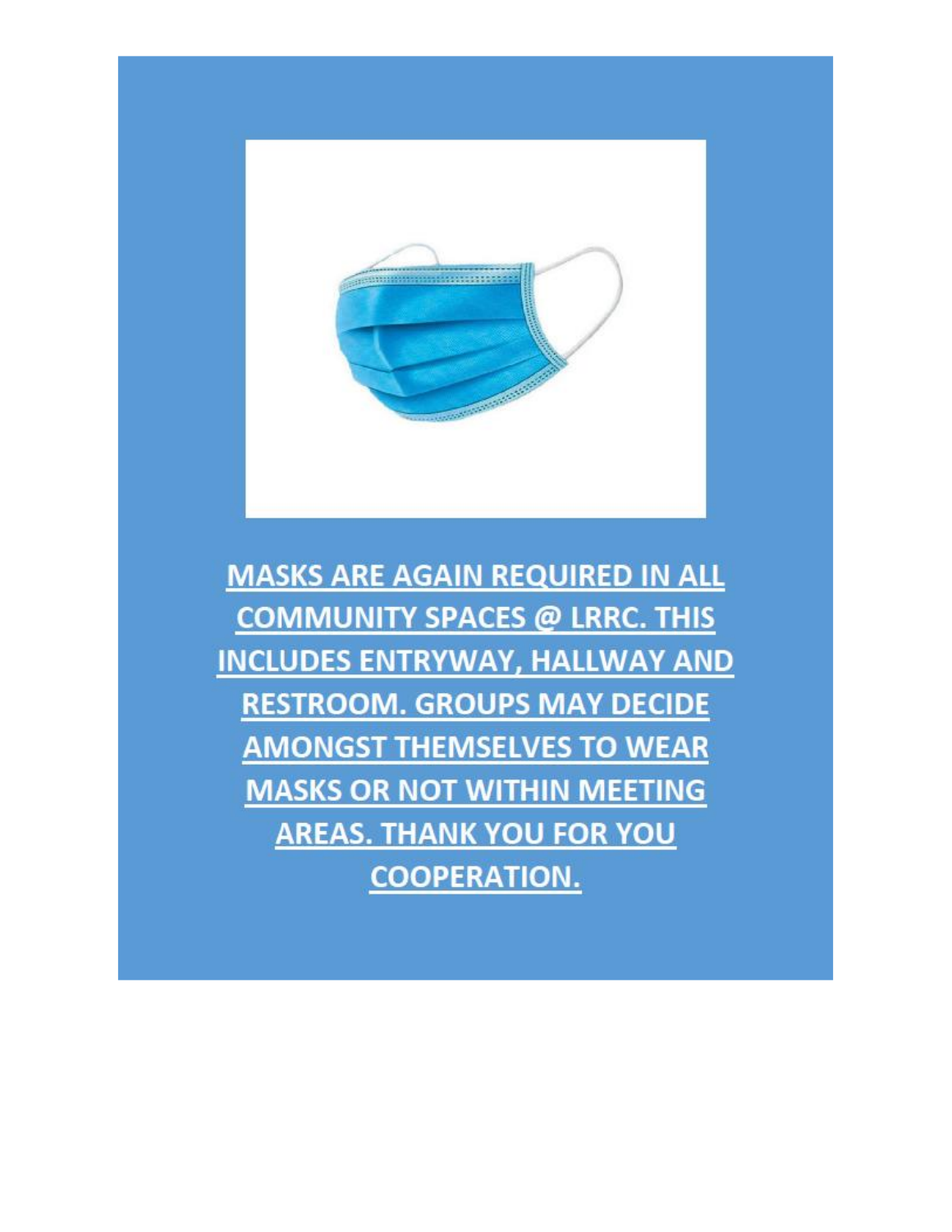**MASKS ARE AGAIN REQUIRED IN ALL COMMUNITY SPACES @ LRRC. THIS INCLUDES ENTRYWAY, HALLWAY AND RESTROOM. GROUPS MAY DECIDE AMONGST THEMSELVES TO WEAR MASKS OR NOT WITHIN MEETING AREAS. THANK YOU FOR YOU COOPERATION.**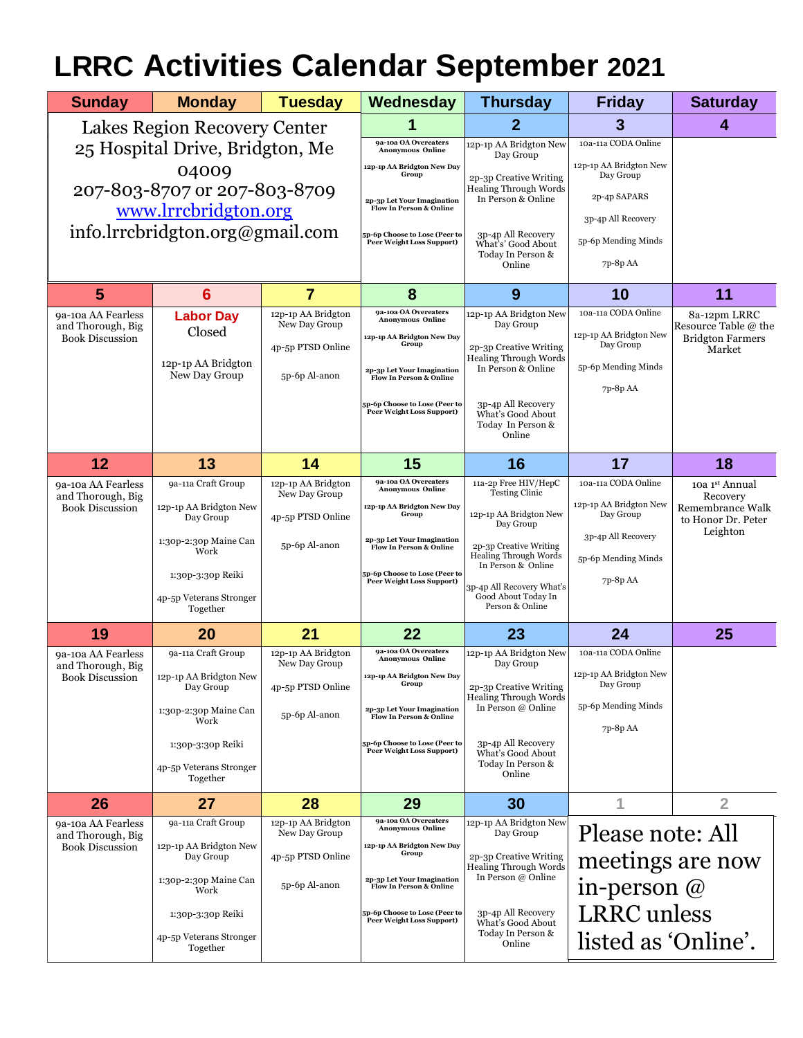# LRRC Activities Calendar September 2021

| Sunday | Monday | Tuesday | Wednesday | Thursday | Friday | Saturday |
|---|---|---|---|---|---|---|
| Lakes Region Recovery Center<br>25 Hospital Drive, Bridgton, Me 04009<br>207-803-8707 or 207-803-8709<br>www.lrrcbridgton.org<br>info.lrrcbridgton.org@gmail.com | | | **1**<br>9a-10a OA Overeaters Anonymous Online<br>12p-1p AA Bridgton New Day Group<br>2p-3p Let Your Imagination Flow In Person & Online<br>5p-6p Choose to Lose (Peer to Peer Weight Loss Support) | **2**<br>12p-1p AA Bridgton New Day Group<br>2p-3p Creative Writing Healing Through Words In Person & Online<br>3p-4p All Recovery What's' Good About Today In Person & Online | **3**<br>10a-11a CODA Online<br>12p-1p AA Bridgton New Day Group<br>2p-4p SAPARS<br>3p-4p All Recovery<br>5p-6p Mending Minds<br>7p-8p AA | **4** |
| **5**<br>9a-10a AA Fearless and Thorough, Big Book Discussion | **6**<br>Labor Day<br>Closed<br>12p-1p AA Bridgton New Day Group | **7**<br>12p-1p AA Bridgton New Day Group<br>4p-5p PTSD Online<br>5p-6p Al-anon | **8**<br>9a-10a OA Overeaters Anonymous Online<br>12p-1p AA Bridgton New Day Group<br>2p-3p Let Your Imagination Flow In Person & Online<br>5p-6p Choose to Lose (Peer to Peer Weight Loss Support) | **9**<br>12p-1p AA Bridgton New Day Group<br>2p-3p Creative Writing Healing Through Words In Person & Online<br>3p-4p All Recovery What's Good About Today In Person & Online | **10**<br>10a-11a CODA Online<br>12p-1p AA Bridgton New Day Group<br>5p-6p Mending Minds<br>7p-8p AA | **11**<br>8a-12pm LRRC Resource Table @ the Bridgton Farmers Market |
| **12**<br>9a-10a AA Fearless and Thorough, Big Book Discussion | **13**<br>9a-11a Craft Group<br>12p-1p AA Bridgton New Day Group<br>1:30p-2:30p Maine Can Work<br>1:30p-3:30p Reiki<br>4p-5p Veterans Stronger Together | **14**<br>12p-1p AA Bridgton New Day Group<br>4p-5p PTSD Online<br>5p-6p Al-anon | **15**<br>9a-10a OA Overeaters Anonymous Online<br>12p-1p AA Bridgton New Day Group<br>2p-3p Let Your Imagination Flow In Person & Online<br>5p-6p Choose to Lose (Peer to Peer Weight Loss Support) | **16**<br>11a-2p Free HIV/HepC Testing Clinic<br>12p-1p AA Bridgton New Day Group<br>2p-3p Creative Writing Healing Through Words In Person & Online<br>3p-4p All Recovery What's Good About Today In Person & Online | **17**<br>10a-11a CODA Online<br>12p-1p AA Bridgton New Day Group<br>3p-4p All Recovery<br>5p-6p Mending Minds<br>7p-8p AA | **18**<br>10a 1st Annual Recovery Remembrance Walk to Honor Dr. Peter Leighton |
| **19**<br>9a-10a AA Fearless and Thorough, Big Book Discussion | **20**<br>9a-11a Craft Group<br>12p-1p AA Bridgton New Day Group<br>1:30p-2:30p Maine Can Work<br>1:30p-3:30p Reiki<br>4p-5p Veterans Stronger Together | **21**<br>12p-1p AA Bridgton New Day Group<br>4p-5p PTSD Online<br>5p-6p Al-anon | **22**<br>9a-10a OA Overeaters Anonymous Online<br>12p-1p AA Bridgton New Day Group<br>2p-3p Let Your Imagination Flow In Person & Online<br>5p-6p Choose to Lose (Peer to Peer Weight Loss Support) | **23**<br>12p-1p AA Bridgton New Day Group<br>2p-3p Creative Writing Healing Through Words In Person @ Online<br>3p-4p All Recovery What's Good About Today In Person & Online | **24**<br>10a-11a CODA Online<br>12p-1p AA Bridgton New Day Group<br>5p-6p Mending Minds<br>7p-8p AA | **25** |
| **26**<br>9a-10a AA Fearless and Thorough, Big Book Discussion | **27**<br>9a-11a Craft Group<br>12p-1p AA Bridgton New Day Group<br>1:30p-2:30p Maine Can Work<br>1:30p-3:30p Reiki<br>4p-5p Veterans Stronger Together | **28**<br>12p-1p AA Bridgton New Day Group<br>4p-5p PTSD Online<br>5p-6p Al-anon | **29**<br>9a-10a OA Overeaters Anonymous Online<br>12p-1p AA Bridgton New Day Group<br>2p-3p Let Your Imagination Flow In Person & Online<br>5p-6p Choose to Lose (Peer to Peer Weight Loss Support) | **30**<br>12p-1p AA Bridgton New Day Group<br>2p-3p Creative Writing Healing Through Words In Person @ Online<br>3p-4p All Recovery What's Good About Today In Person & Online | **1**<br>Please note: All meetings are now in-person @ LRRC unless listed as 'Online'. | **2** |